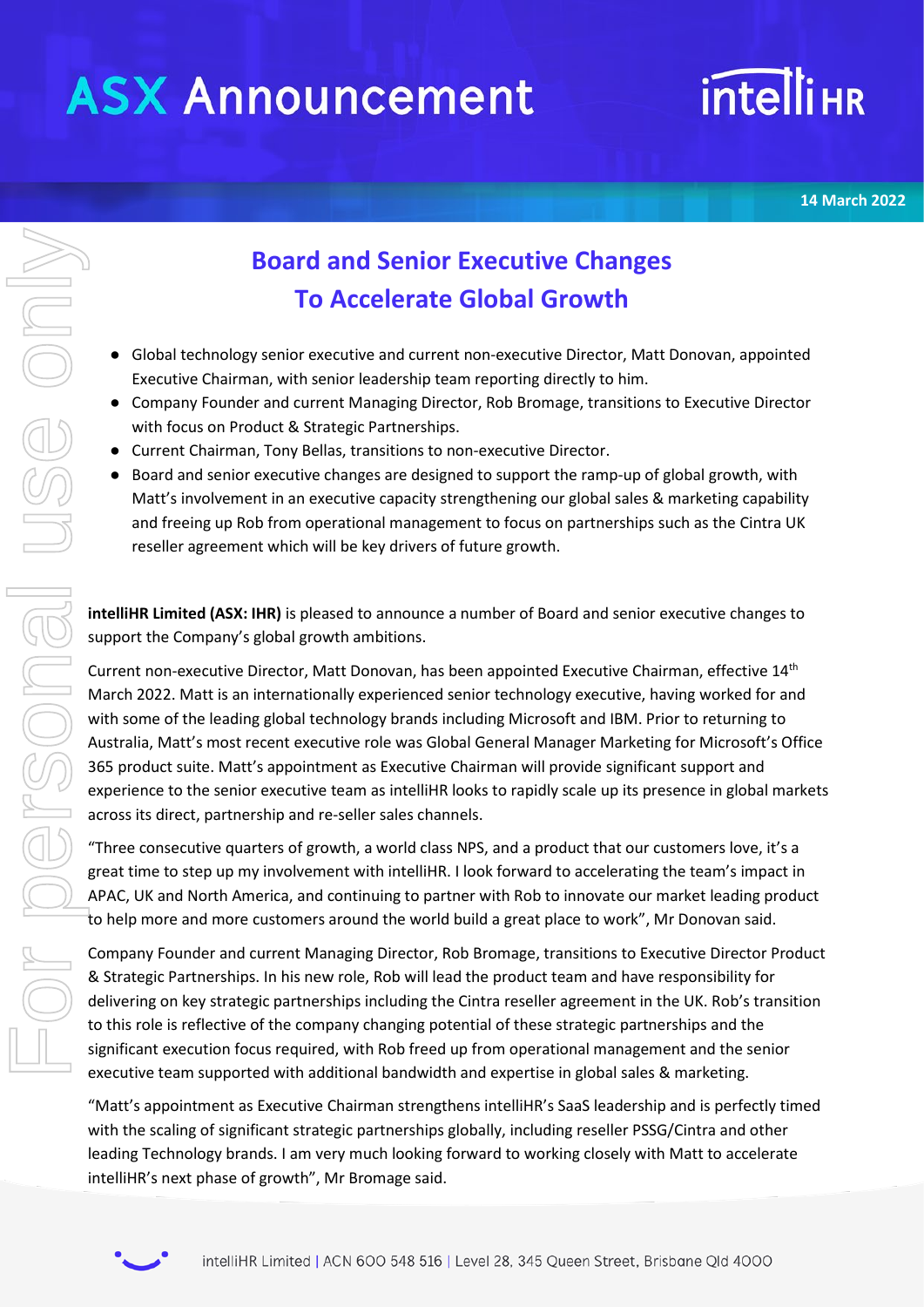# ASX Announcement

14 March 2022

## Board and Senior Executive Changes To Accelerate Global Growth

- Global technology senior executive and current non-executive Director, Matt Donovan, appointed Executive Chairman, with senior leadership team reporting directly to him.
- Company Founder and current Managing Director, Rob Bromage, transitions to Executive Director with focus on Product & Strategic Partnerships.
- Current Chairman, Tony Bellas, transitions to non-executive Director.
- Board and senior executive changes are designed to support the ramp-up of global growth, with Matt's involvement in an executive capacity strengthening our global sales & marketing capability and freeing up Rob from operational management to focus on partnerships such as the Cintra UK reseller agreement which will be key drivers of future growth.

**intelliHR Limited (ASX: IHR)** is pleased to announce a number of Board and senior executive changes to support the Company's global growth ambitions.

Current non-executive Director, Matt Donovan, has been appointed Executive Chairman, effective 14th March 2022. Matt is an internationally experienced senior technology executive, having worked for and with some of the leading global technology brands including Microsoft and IBM. Prior to returning to Australia, Matt's most recent executive role was Global General Manager Marketing for Microsoft's Office 365 product suite. Matt's appointment as Executive Chairman will provide significant support and experience to the senior executive team as intelliHR looks to rapidly scale up its presence in global markets across its direct, partnership and re-seller sales channels.

"Three consecutive quarters of growth, a world class NPS, and a product that our customers love, it's a great time to step up my involvement with intelliHR. I look forward to accelerating the team's impact in APAC, UK and North America, and continuing to partner with Rob to innovate our market leading product to help more and more customers around the world build a great place to work", Mr Donovan said.

Company Founder and current Managing Director, Rob Bromage, transitions to Executive Director Product & Strategic Partnerships. In his new role, Rob will lead the product team and have responsibility for delivering on key strategic partnerships including the Cintra reseller agreement in the UK. Rob's transition to this role is reflective of the company changing potential of these strategic partnerships and the significant execution focus required, with Rob freed up from operational management and the senior executive team supported with additional bandwidth and expertise in global sales & marketing.

"Matt's appointment as Executive Chairman strengthens intelliHR's SaaS leadership and is perfectly timed with the scaling of significant strategic partnerships globally, including reseller PSSG/Cintra and other leading Technology brands. I am very much looking forward to working closely with Matt to accelerate intelliHR's next phase of growth", Mr Bromage said.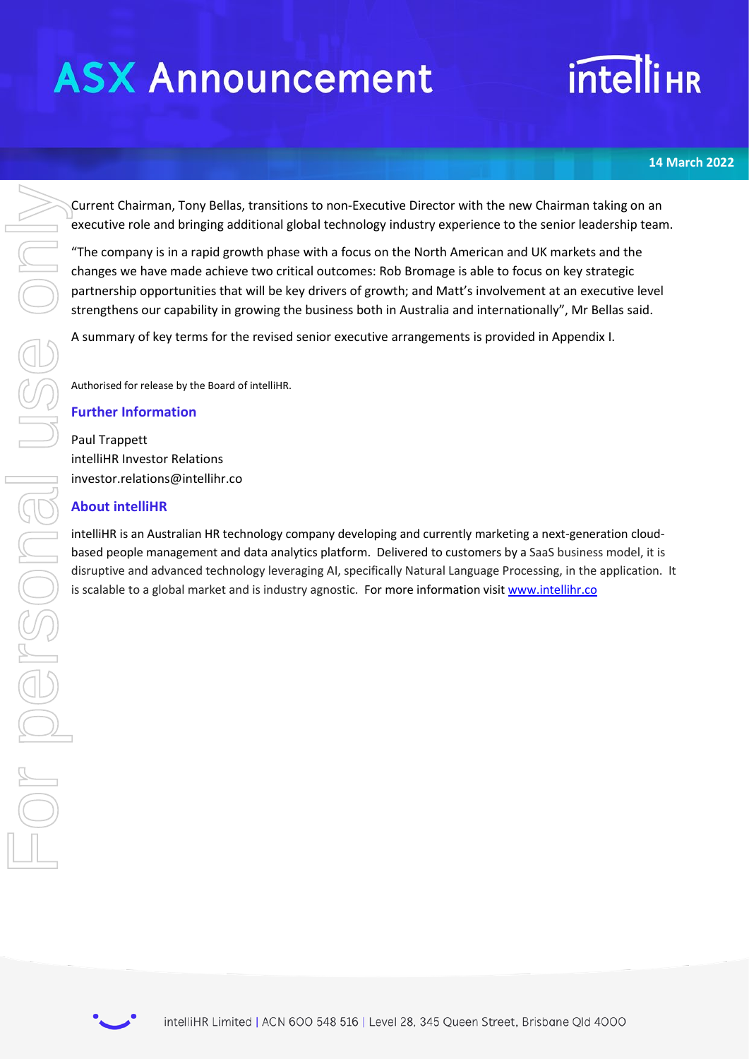Current Chairman, Tony Bellas, transitions to non-Executive Director with the new Chairman taking on an executive role and bringing additional global technology industry experience to the senior leadership team.

"The company is in a rapid growth phase with a focus on the North American and UK markets and the changes we have made achieve two critical outcomes: Rob Bromage is able to focus on key strategic partnership opportunities that will be key drivers of growth; and Matt's involvement at an executive level strengthens our capability in growing the business both in Australia and internationally", Mr Bellas said.

A summary of key terms for the revised senior executive arrangements is provided in Appendix I.

Authorised for release by the Board of intelliHR.

## Further Information

Paul Trappett
intelliHR Investor Relations
investor.relations@intellihr.co

## About intelliHR

intelliHR is an Australian HR technology company developing and currently marketing a next-generation cloud-based people management and data analytics platform. Delivered to customers by a SaaS business model, it is disruptive and advanced technology leveraging AI, specifically Natural Language Processing, in the application. It is scalable to a global market and is industry agnostic. For more information visit www.intellihr.co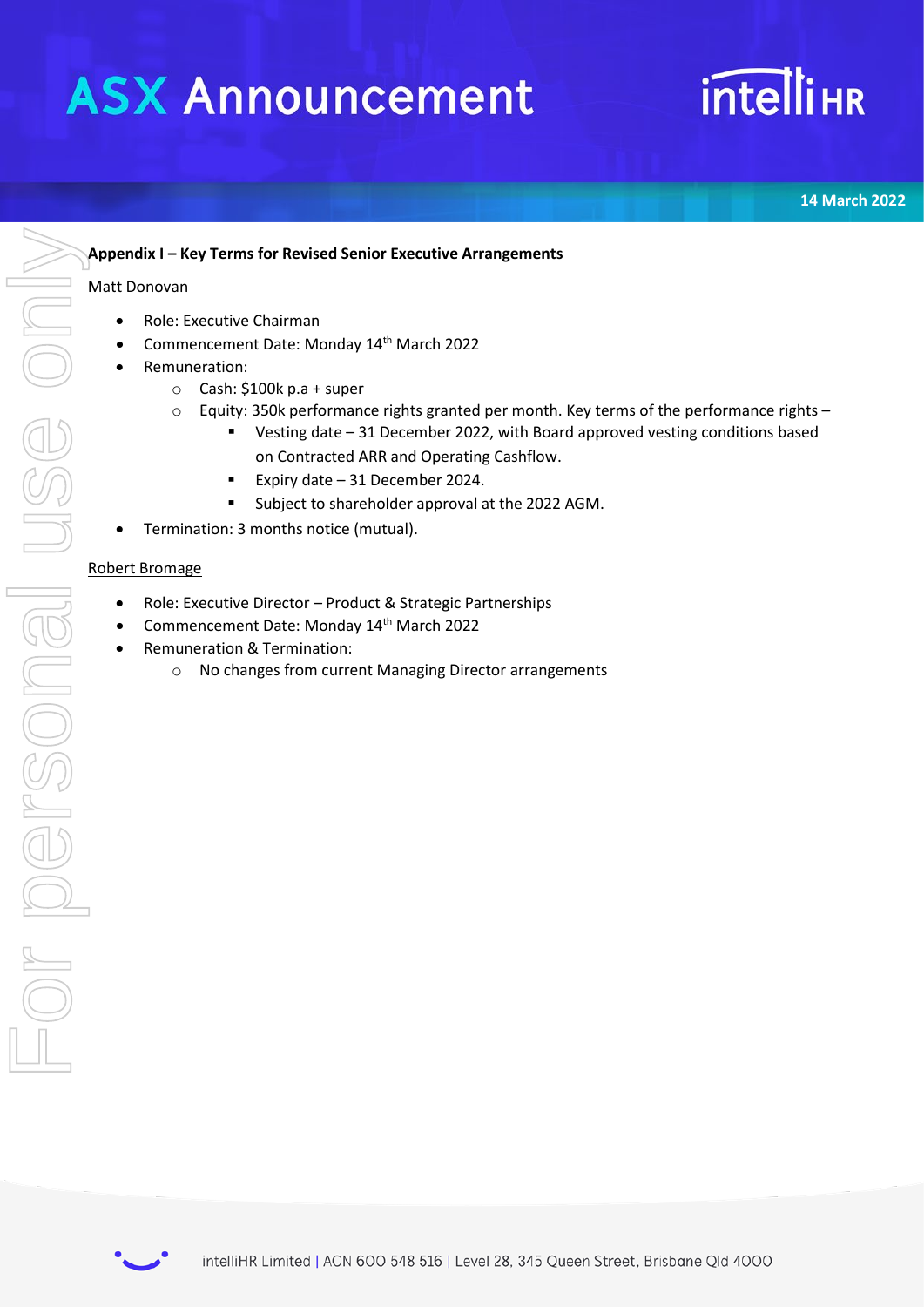**Appendix I – Key Terms for Revised Senior Executive Arrangements**

Matt Donovan

- Role: Executive Chairman
- Commencement Date: Monday 14th March 2022
- Remuneration:
  - Cash: $100k p.a + super
  - Equity: 350k performance rights granted per month. Key terms of the performance rights –
    - Vesting date – 31 December 2022, with Board approved vesting conditions based on Contracted ARR and Operating Cashflow.
    - Expiry date – 31 December 2024.
    - Subject to shareholder approval at the 2022 AGM.
- Termination: 3 months notice (mutual).

Robert Bromage

- Role: Executive Director – Product & Strategic Partnerships
- Commencement Date: Monday 14th March 2022
- Remuneration & Termination:
  - No changes from current Managing Director arrangements